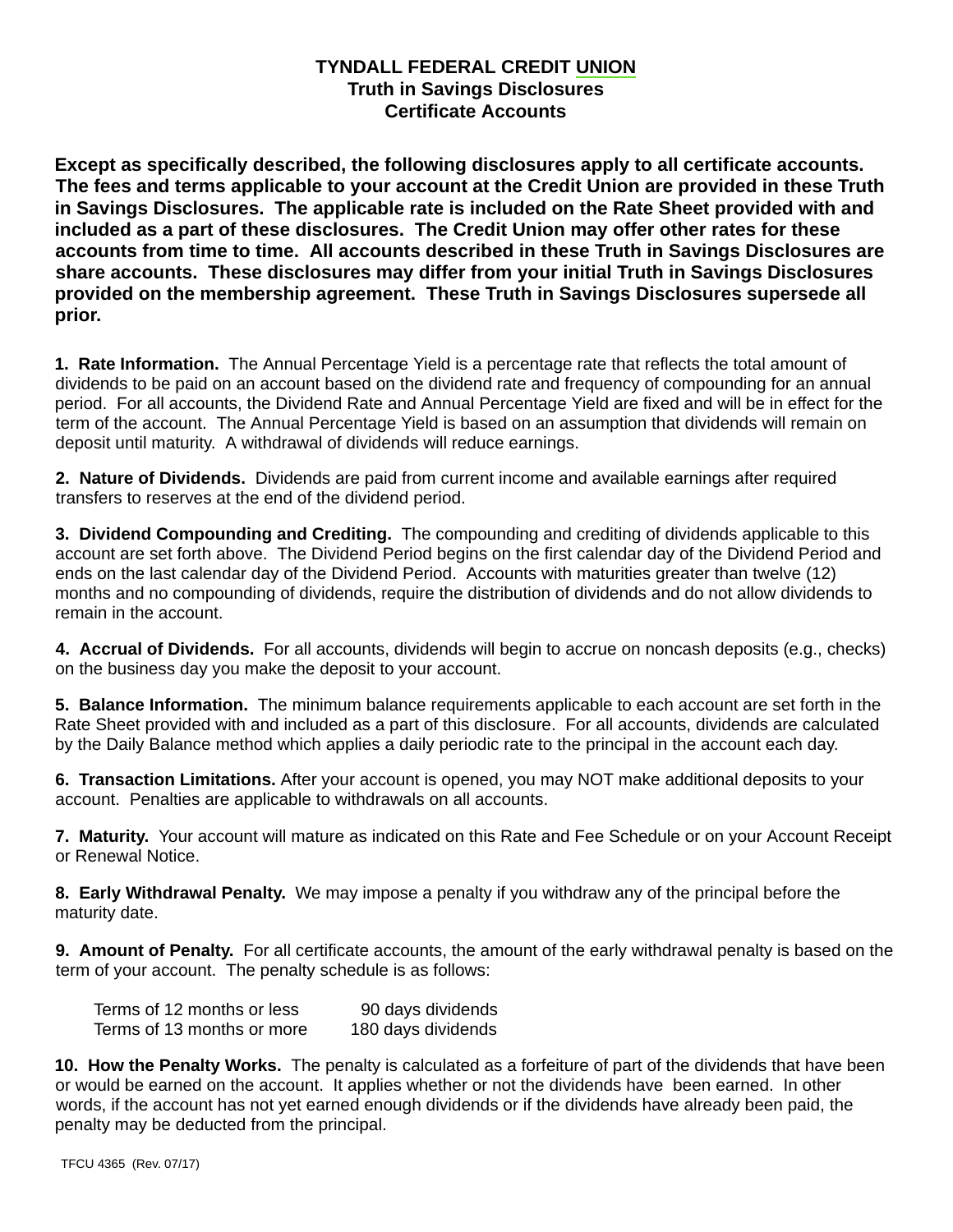# TYNDALL FEDERAL CREDIT UNION
## Truth in Savings Disclosures
## Certificate Accounts

**Except as specifically described, the following disclosures apply to all certificate accounts. The fees and terms applicable to your account at the Credit Union are provided in these Truth in Savings Disclosures. The applicable rate is included on the Rate Sheet provided with and included as a part of these disclosures. The Credit Union may offer other rates for these accounts from time to time. All accounts described in these Truth in Savings Disclosures are share accounts. These disclosures may differ from your initial Truth in Savings Disclosures provided on the membership agreement. These Truth in Savings Disclosures supersede all prior.**

**1. Rate Information.** The Annual Percentage Yield is a percentage rate that reflects the total amount of dividends to be paid on an account based on the dividend rate and frequency of compounding for an annual period. For all accounts, the Dividend Rate and Annual Percentage Yield are fixed and will be in effect for the term of the account. The Annual Percentage Yield is based on an assumption that dividends will remain on deposit until maturity. A withdrawal of dividends will reduce earnings.

**2. Nature of Dividends.** Dividends are paid from current income and available earnings after required transfers to reserves at the end of the dividend period.

**3. Dividend Compounding and Crediting.** The compounding and crediting of dividends applicable to this account are set forth above. The Dividend Period begins on the first calendar day of the Dividend Period and ends on the last calendar day of the Dividend Period. Accounts with maturities greater than twelve (12) months and no compounding of dividends, require the distribution of dividends and do not allow dividends to remain in the account.

**4. Accrual of Dividends.** For all accounts, dividends will begin to accrue on noncash deposits (e.g., checks) on the business day you make the deposit to your account.

**5. Balance Information.** The minimum balance requirements applicable to each account are set forth in the Rate Sheet provided with and included as a part of this disclosure. For all accounts, dividends are calculated by the Daily Balance method which applies a daily periodic rate to the principal in the account each day.

**6. Transaction Limitations.** After your account is opened, you may NOT make additional deposits to your account. Penalties are applicable to withdrawals on all accounts.

**7. Maturity.** Your account will mature as indicated on this Rate and Fee Schedule or on your Account Receipt or Renewal Notice.

**8. Early Withdrawal Penalty.** We may impose a penalty if you withdraw any of the principal before the maturity date.

**9. Amount of Penalty.** For all certificate accounts, the amount of the early withdrawal penalty is based on the term of your account. The penalty schedule is as follows:

| Term | Penalty |
|---|---|
| Terms of 12 months or less | 90 days dividends |
| Terms of 13 months or more | 180 days dividends |

**10. How the Penalty Works.** The penalty is calculated as a forfeiture of part of the dividends that have been or would be earned on the account. It applies whether or not the dividends have been earned. In other words, if the account has not yet earned enough dividends or if the dividends have already been paid, the penalty may be deducted from the principal.

TFCU 4365 (Rev. 07/17)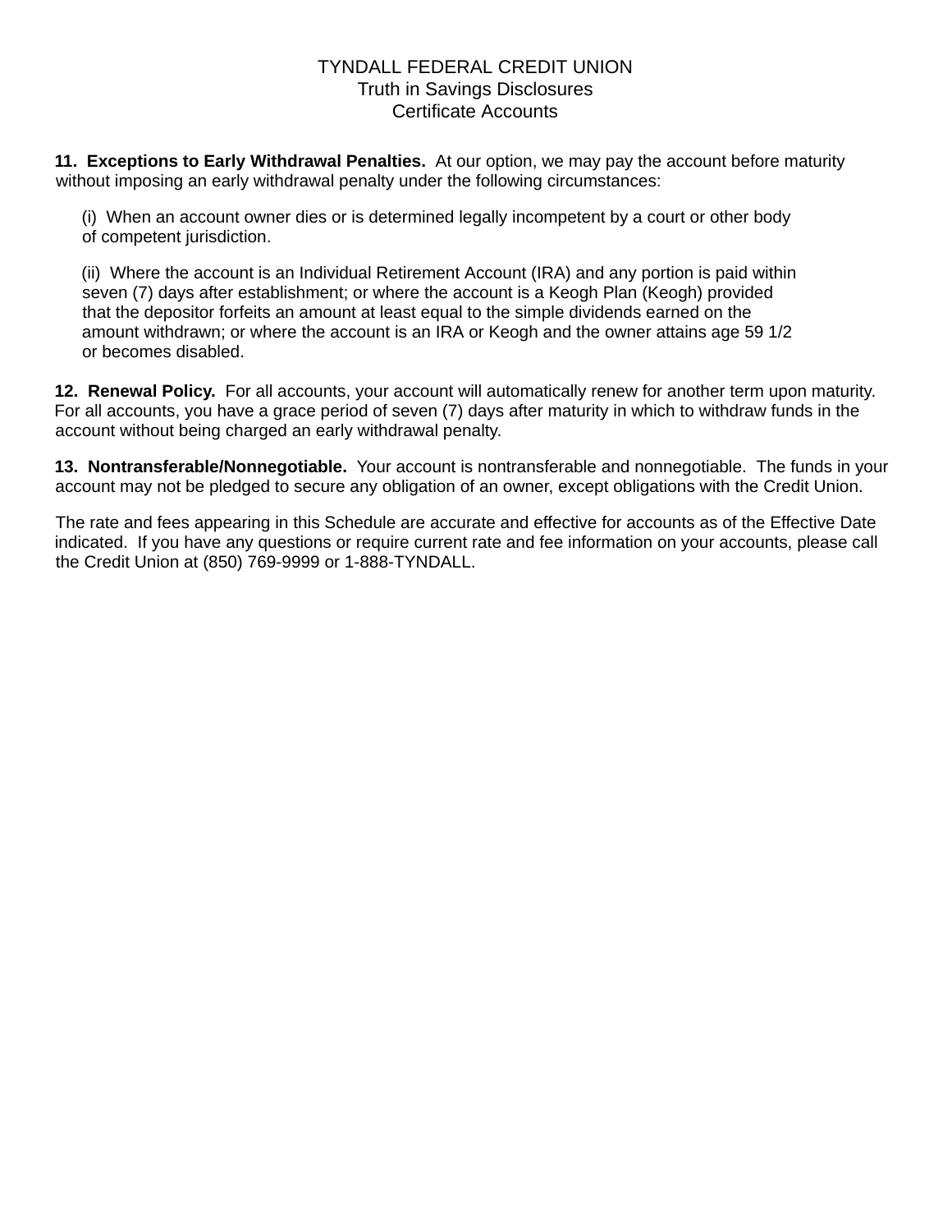**11. Exceptions to Early Withdrawal Penalties.** At our option, we may pay the account before maturity without imposing an early withdrawal penalty under the following circumstances:

(i) When an account owner dies or is determined legally incompetent by a court or other body of competent jurisdiction.

(ii) Where the account is an Individual Retirement Account (IRA) and any portion is paid within seven (7) days after establishment; or where the account is a Keogh Plan (Keogh) provided that the depositor forfeits an amount at least equal to the simple dividends earned on the amount withdrawn; or where the account is an IRA or Keogh and the owner attains age 59 1/2 or becomes disabled.

**12. Renewal Policy.** For all accounts, your account will automatically renew for another term upon maturity. For all accounts, you have a grace period of seven (7) days after maturity in which to withdraw funds in the account without being charged an early withdrawal penalty.

**13. Nontransferable/Nonnegotiable.** Your account is nontransferable and nonnegotiable. The funds in your account may not be pledged to secure any obligation of an owner, except obligations with the Credit Union.

The rate and fees appearing in this Schedule are accurate and effective for accounts as of the Effective Date indicated. If you have any questions or require current rate and fee information on your accounts, please call the Credit Union at (850) 769-9999 or 1-888-TYNDALL.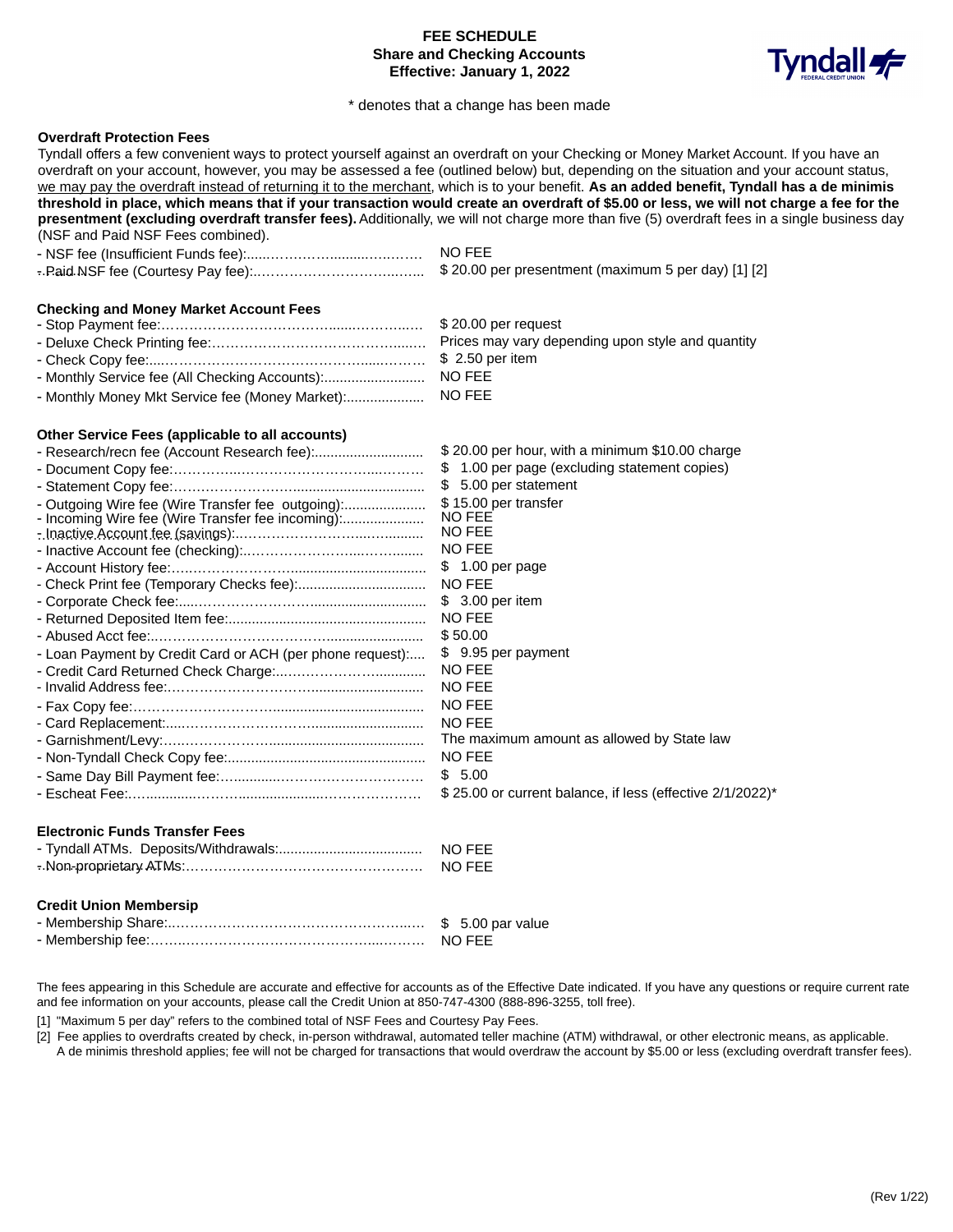# FEE SCHEDULE
## Share and Checking Accounts
## Effective: January 1, 2022

\* denotes that a change has been made

### Overdraft Protection Fees

Tyndall offers a few convenient ways to protect yourself against an overdraft on your Checking or Money Market Account. If you have an overdraft on your account, however, you may be assessed a fee (outlined below) but, depending on the situation and your account status, we may pay the overdraft instead of returning it to the merchant, which is to your benefit. **As an added benefit, Tyndall has a de minimis threshold in place, which means that if your transaction would create an overdraft of $5.00 or less, we will not charge a fee for the presentment (excluding overdraft transfer fees).** Additionally, we will not charge more than five (5) overdraft fees in a single business day (NSF and Paid NSF Fees combined).

| | |
|---|---|
| - NSF fee (Insufficient Funds fee): | NO FEE |
| - Paid NSF fee (Courtesy Pay fee): | $ 20.00 per presentment (maximum 5 per day) [1] [2] |

### Checking and Money Market Account Fees

| | |
|---|---|
| - Stop Payment fee: | $ 20.00 per request |
| - Deluxe Check Printing fee: | Prices may vary depending upon style and quantity |
| - Check Copy fee: | $ 2.50 per item |
| - Monthly Service fee (All Checking Accounts): | NO FEE |
| - Monthly Money Mkt Service fee (Money Market): | NO FEE |

### Other Service Fees (applicable to all accounts)

| | |
|---|---|
| - Research/recn fee (Account Research fee): | $ 20.00 per hour, with a minimum $10.00 charge |
| - Document Copy fee: | $ 1.00 per page (excluding statement copies) |
| - Statement Copy fee: | $ 5.00 per statement |
| - Outgoing Wire fee (Wire Transfer fee outgoing): | $ 15.00 per transfer |
| - Incoming Wire fee (Wire Transfer fee incoming): | NO FEE |
| - Inactive Account fee (savings): | NO FEE |
| - Inactive Account fee (checking): | NO FEE |
| - Account History fee: | $ 1.00 per page |
| - Check Print fee (Temporary Checks fee): | NO FEE |
| - Corporate Check fee: | $ 3.00 per item |
| - Returned Deposited Item fee: | NO FEE |
| - Abused Acct fee: | $ 50.00 |
| - Loan Payment by Credit Card or ACH (per phone request): | $ 9.95 per payment |
| - Credit Card Returned Check Charge: | NO FEE |
| - Invalid Address fee: | NO FEE |
| - Fax Copy fee: | NO FEE |
| - Card Replacement: | NO FEE |
| - Garnishment/Levy: | The maximum amount as allowed by State law |
| - Non-Tyndall Check Copy fee: | NO FEE |
| - Same Day Bill Payment fee: | $ 5.00 |
| - Escheat Fee: | $ 25.00 or current balance, if less (effective 2/1/2022)* |

### Electronic Funds Transfer Fees

| | |
|---|---|
| - Tyndall ATMs. Deposits/Withdrawals: | NO FEE |
| - Non-proprietary ATMs: | NO FEE |

### Credit Union Membership

| | |
|---|---|
| - Membership Share: | $ 5.00 par value |
| - Membership fee: | NO FEE |

The fees appearing in this Schedule are accurate and effective for accounts as of the Effective Date indicated. If you have any questions or require current rate and fee information on your accounts, please call the Credit Union at 850-747-4300 (888-896-3255, toll free).

[1] "Maximum 5 per day" refers to the combined total of NSF Fees and Courtesy Pay Fees.

[2] Fee applies to overdrafts created by check, in-person withdrawal, automated teller machine (ATM) withdrawal, or other electronic means, as applicable. A de minimis threshold applies; fee will not be charged for transactions that would overdraw the account by $5.00 or less (excluding overdraft transfer fees).

(Rev 1/22)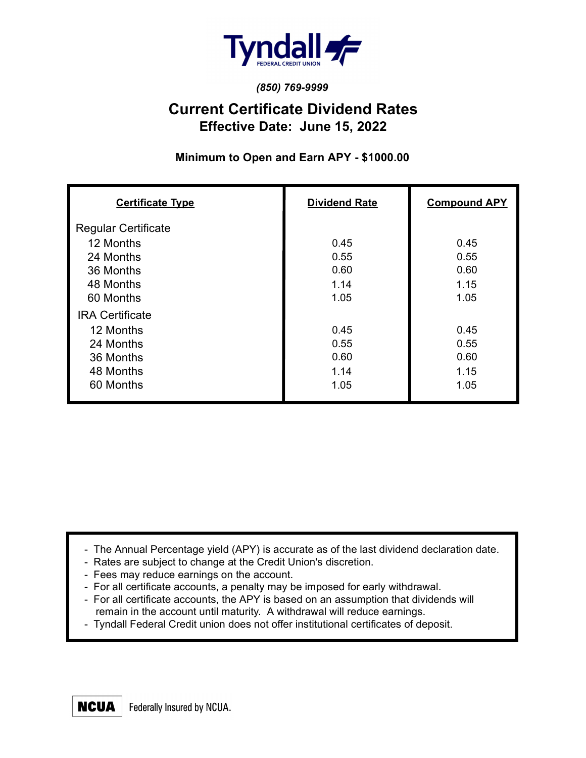Tyndall FEDERAL CREDIT UNION

*(850) 769-9999*

# Current Certificate Dividend Rates

## Effective Date: June 15, 2022

**Minimum to Open and Earn APY - $1000.00**

| Certificate Type | Dividend Rate | Compound APY |
|---|---|---|
| Regular Certificate | | |
| 12 Months | 0.45 | 0.45 |
| 24 Months | 0.55 | 0.55 |
| 36 Months | 0.60 | 0.60 |
| 48 Months | 1.14 | 1.15 |
| 60 Months | 1.05 | 1.05 |
| IRA Certificate | | |
| 12 Months | 0.45 | 0.45 |
| 24 Months | 0.55 | 0.55 |
| 36 Months | 0.60 | 0.60 |
| 48 Months | 1.14 | 1.15 |
| 60 Months | 1.05 | 1.05 |

- The Annual Percentage yield (APY) is accurate as of the last dividend declaration date.
- Rates are subject to change at the Credit Union's discretion.
- Fees may reduce earnings on the account.
- For all certificate accounts, a penalty may be imposed for early withdrawal.
- For all certificate accounts, the APY is based on an assumption that dividends will remain in the account until maturity. A withdrawal will reduce earnings.
- Tyndall Federal Credit union does not offer institutional certificates of deposit.

NCUA Federally Insured by NCUA.